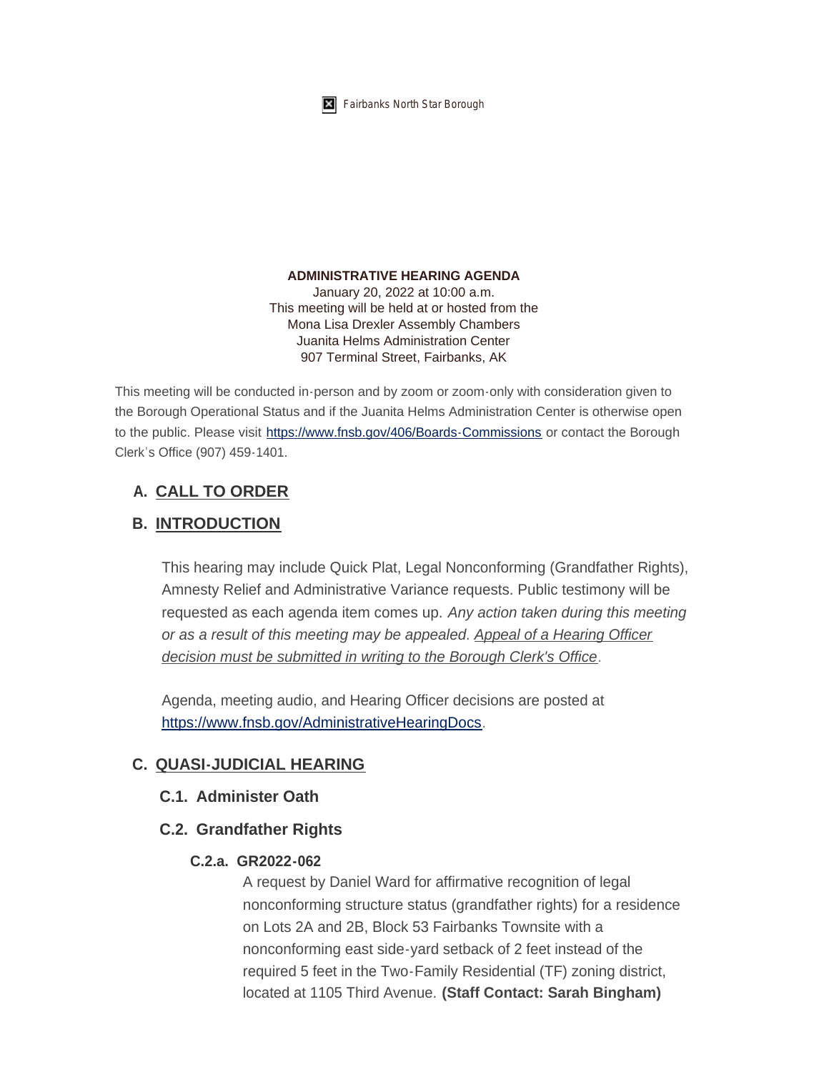Fairbanks North Star Borough

**ADMINISTRATIVE HEARING AGENDA**
January 20, 2022 at 10:00 a.m.
This meeting will be held at or hosted from the
Mona Lisa Drexler Assembly Chambers
Juanita Helms Administration Center
907 Terminal Street, Fairbanks, AK

This meeting will be conducted in-person and by zoom or zoom-only with consideration given to the Borough Operational Status and if the Juanita Helms Administration Center is otherwise open to the public. Please visit https://www.fnsb.gov/406/Boards-Commissions or contact the Borough Clerk's Office (907) 459-1401.

## A. CALL TO ORDER

## B. INTRODUCTION

This hearing may include Quick Plat, Legal Nonconforming (Grandfather Rights), Amnesty Relief and Administrative Variance requests. Public testimony will be requested as each agenda item comes up. *Any action taken during this meeting or as a result of this meeting may be appealed. Appeal of a Hearing Officer decision must be submitted in writing to the Borough Clerk's Office*.

Agenda, meeting audio, and Hearing Officer decisions are posted at https://www.fnsb.gov/AdministrativeHearingDocs.

## C. QUASI-JUDICIAL HEARING

### C.1. Administer Oath

### C.2. Grandfather Rights

#### C.2.a. GR2022-062

A request by Daniel Ward for affirmative recognition of legal nonconforming structure status (grandfather rights) for a residence on Lots 2A and 2B, Block 53 Fairbanks Townsite with a nonconforming east side-yard setback of 2 feet instead of the required 5 feet in the Two-Family Residential (TF) zoning district, located at 1105 Third Avenue. **(Staff Contact: Sarah Bingham)**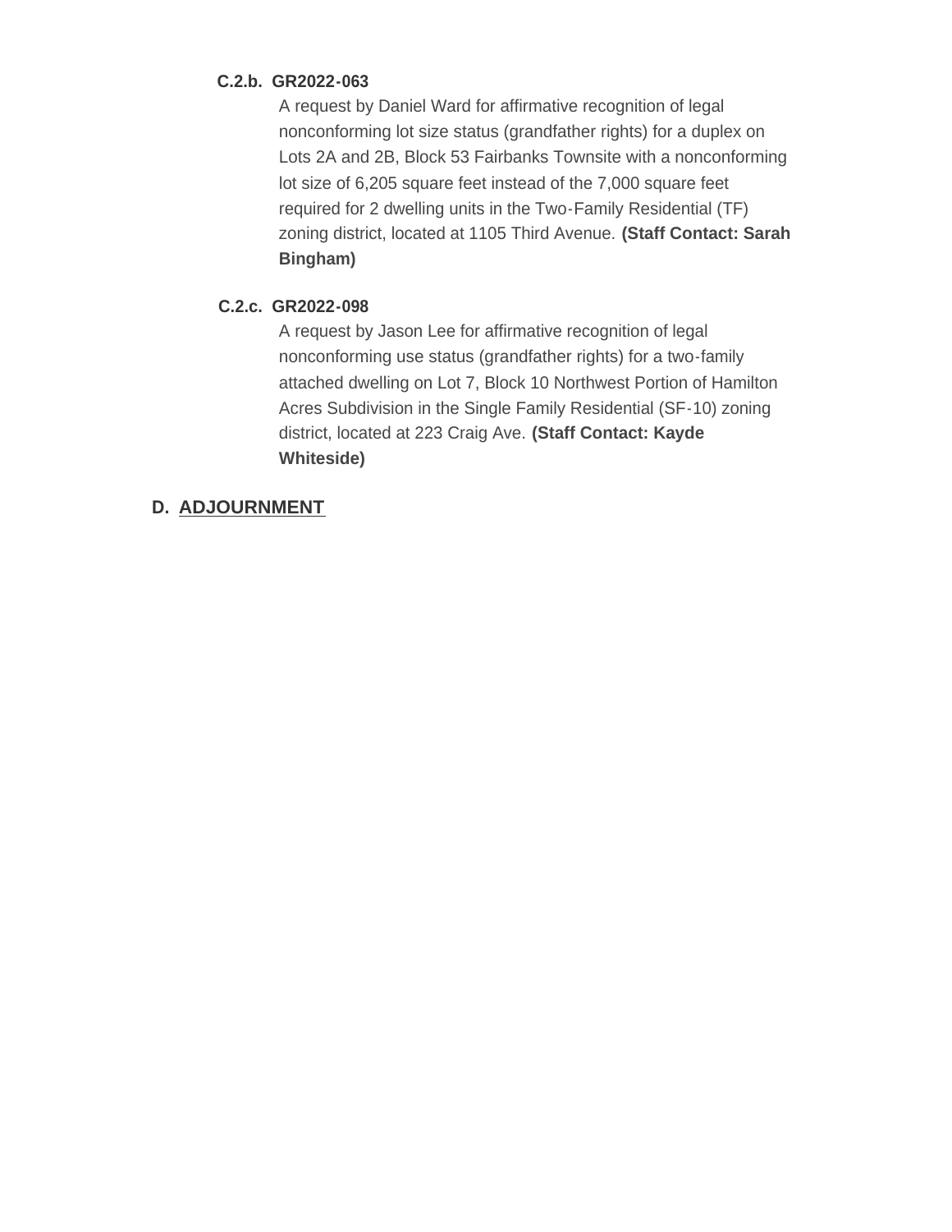**C.2.b. GR2022-063**

A request by Daniel Ward for affirmative recognition of legal nonconforming lot size status (grandfather rights) for a duplex on Lots 2A and 2B, Block 53 Fairbanks Townsite with a nonconforming lot size of 6,205 square feet instead of the 7,000 square feet required for 2 dwelling units in the Two-Family Residential (TF) zoning district, located at 1105 Third Avenue. **(Staff Contact: Sarah Bingham)**

**C.2.c. GR2022-098**

A request by Jason Lee for affirmative recognition of legal nonconforming use status (grandfather rights) for a two-family attached dwelling on Lot 7, Block 10 Northwest Portion of Hamilton Acres Subdivision in the Single Family Residential (SF-10) zoning district, located at 223 Craig Ave. **(Staff Contact: Kayde Whiteside)**

## D. ADJOURNMENT